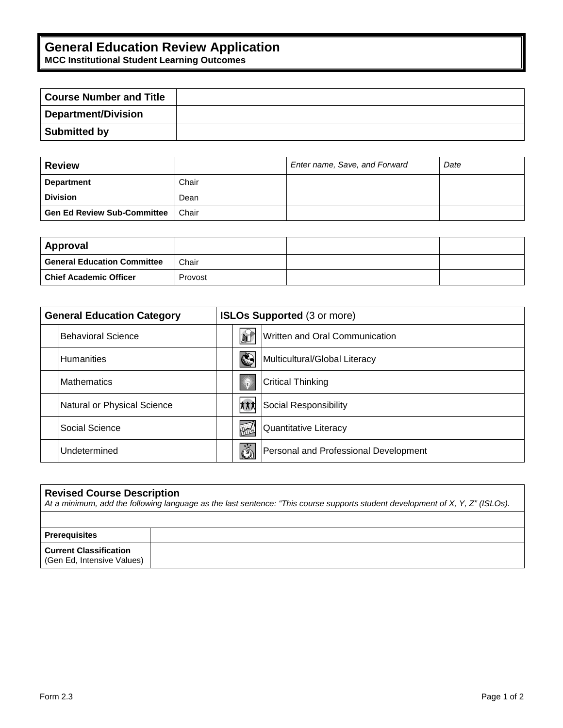# General Education Review Application

**MCC Institutional Student Learning Outcomes**

| **Course Number and Title** | |
|---|---|
| **Department/Division** | |
| **Submitted by** | |

| **Review** | | *Enter name, Save, and Forward* | *Date* |
|---|---|---|---|
| **Department** | Chair | | |
| **Division** | Dean | | |
| **Gen Ed Review Sub-Committee** | Chair | | |

| **Approval** | | | |
|---|---|---|---|
| **General Education Committee** | Chair | | |
| **Chief Academic Officer** | Provost | | |

| **General Education Category** | | **ISLOs Supported** (3 or more) | | |
|---|---|---|---|---|
| | Behavioral Science | | | Written and Oral Communication |
| | Humanities | | | Multicultural/Global Literacy |
| | Mathematics | | | Critical Thinking |
| | Natural or Physical Science | | | Social Responsibility |
| | Social Science | | | Quantitative Literacy |
| | Undetermined | | | Personal and Professional Development |

| **Revised Course Description** *At a minimum, add the following language as the last sentence: "This course supports student development of X, Y, Z" (ISLOs).* | |
|---|---|
| | |
| **Prerequisites** | |
| **Current Classification** (Gen Ed, Intensive Values) | |

Form 2.3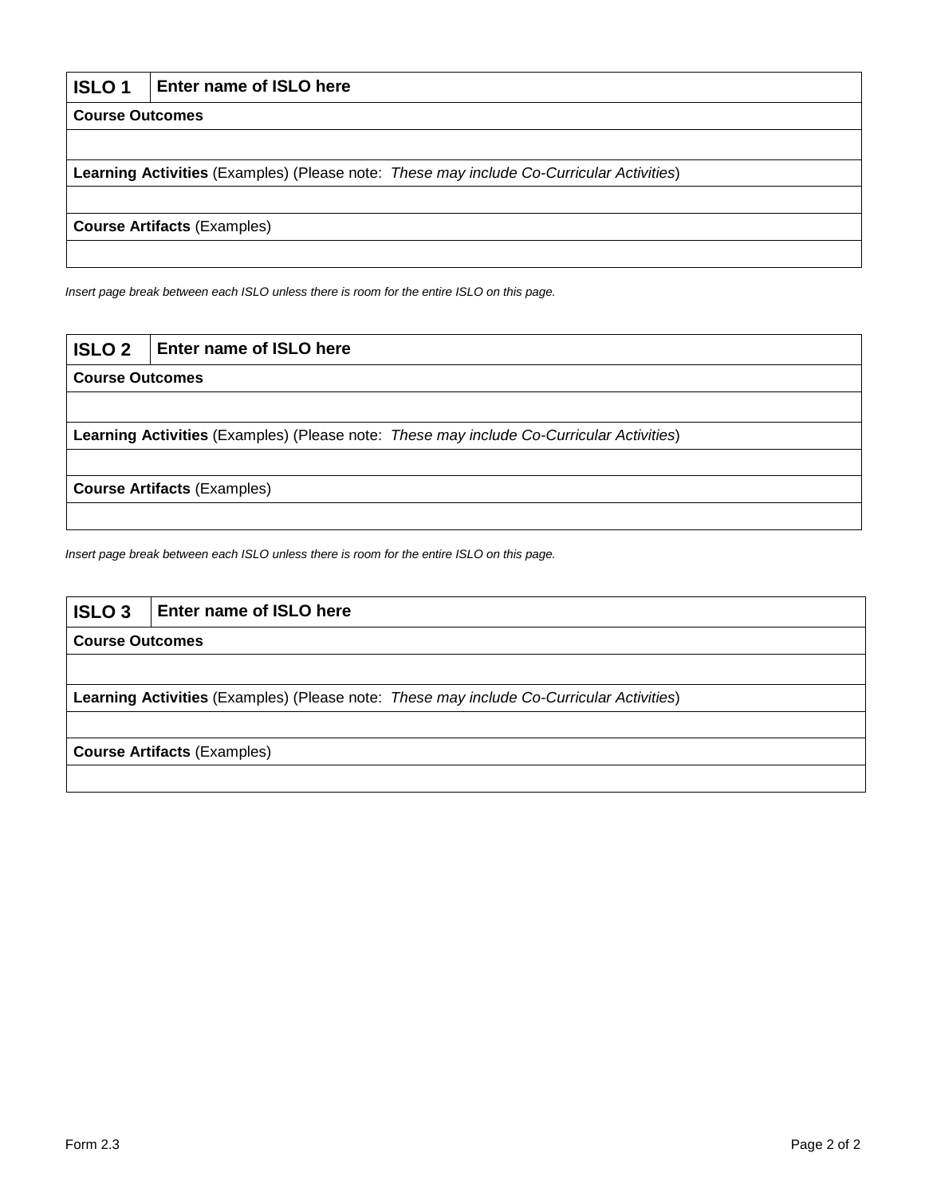| **ISLO 1** | **Enter name of ISLO here** |
|---|---|
| **Course Outcomes** | |
| | |
| **Learning Activities** (Examples) (Please note: *These may include Co-Curricular Activities*) | |
| | |
| **Course Artifacts** (Examples) | |
| | |

*Insert page break between each ISLO unless there is room for the entire ISLO on this page.*

| **ISLO 2** | **Enter name of ISLO here** |
|---|---|
| **Course Outcomes** | |
| | |
| **Learning Activities** (Examples) (Please note: *These may include Co-Curricular Activities*) | |
| | |
| **Course Artifacts** (Examples) | |
| | |

*Insert page break between each ISLO unless there is room for the entire ISLO on this page.*

| **ISLO 3** | **Enter name of ISLO here** |
|---|---|
| **Course Outcomes** | |
| | |
| **Learning Activities** (Examples) (Please note: *These may include Co-Curricular Activities*) | |
| | |
| **Course Artifacts** (Examples) | |
| | |

Form 2.3